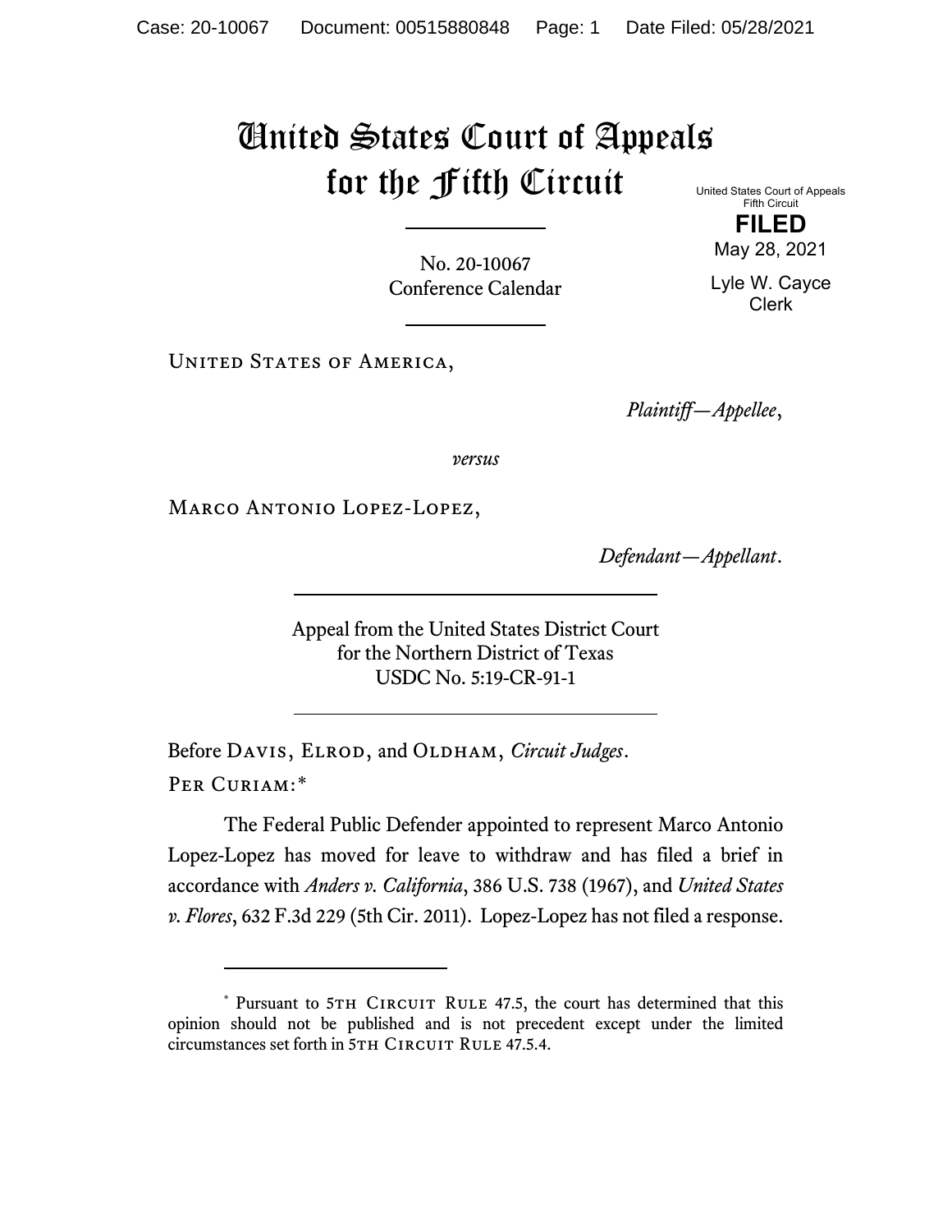# United States Court of Appeals for the Fifth Circuit

United States Court of Appeals
Fifth Circuit

**FILED**

May 28, 2021

Lyle W. Cayce
Clerk

No. 20-10067
Conference Calendar

United States of America,

*Plaintiff—Appellee*,

*versus*

Marco Antonio Lopez-Lopez,

*Defendant—Appellant*.

Appeal from the United States District Court
for the Northern District of Texas
USDC No. 5:19-CR-91-1

Before Davis, Elrod, and Oldham, *Circuit Judges*.

Per Curiam:*

The Federal Public Defender appointed to represent Marco Antonio Lopez-Lopez has moved for leave to withdraw and has filed a brief in accordance with *Anders v. California*, 386 U.S. 738 (1967), and *United States v. Flores*, 632 F.3d 229 (5th Cir. 2011). Lopez-Lopez has not filed a response.

---

* Pursuant to 5th Circuit Rule 47.5, the court has determined that this opinion should not be published and is not precedent except under the limited circumstances set forth in 5th Circuit Rule 47.5.4.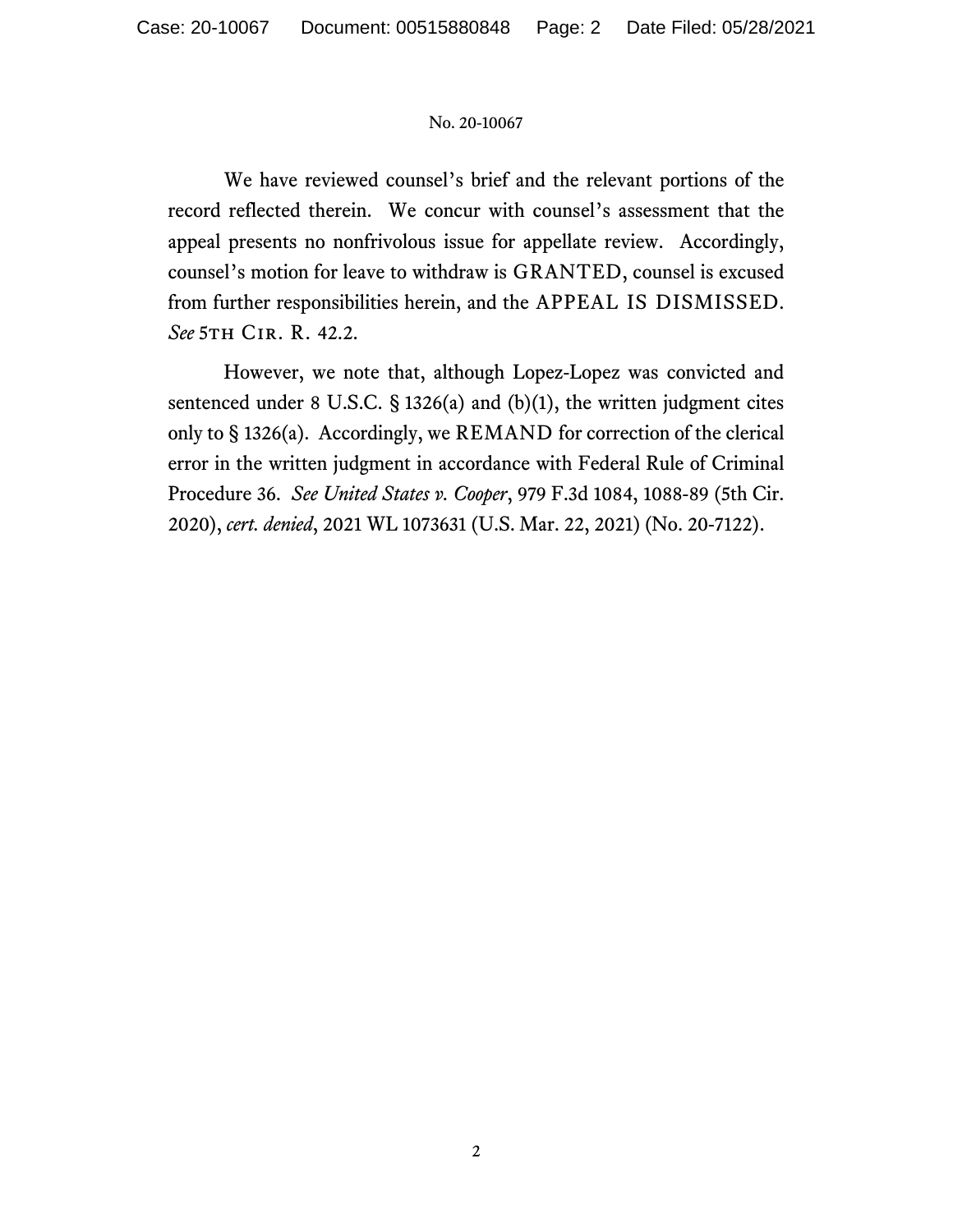We have reviewed counsel's brief and the relevant portions of the record reflected therein. We concur with counsel's assessment that the appeal presents no nonfrivolous issue for appellate review. Accordingly, counsel's motion for leave to withdraw is GRANTED, counsel is excused from further responsibilities herein, and the APPEAL IS DISMISSED. *See* 5TH CIR. R. 42.2.

However, we note that, although Lopez-Lopez was convicted and sentenced under 8 U.S.C. § 1326(a) and (b)(1), the written judgment cites only to § 1326(a). Accordingly, we REMAND for correction of the clerical error in the written judgment in accordance with Federal Rule of Criminal Procedure 36. *See United States v. Cooper*, 979 F.3d 1084, 1088-89 (5th Cir. 2020), *cert. denied*, 2021 WL 1073631 (U.S. Mar. 22, 2021) (No. 20-7122).